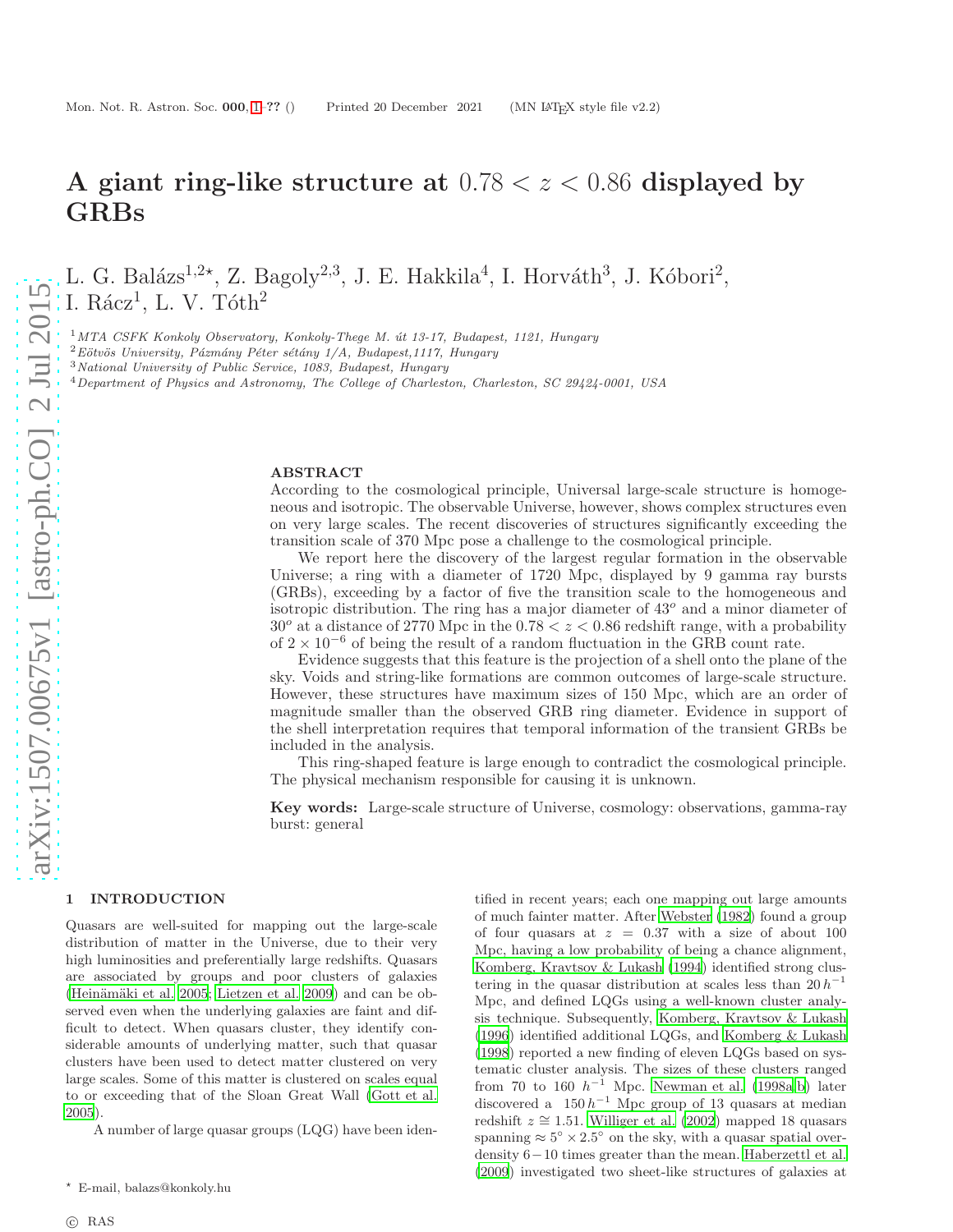# A giant ring-like structure at $0.78 < z < 0.86$ displayed by GRBs

L. G. Balázs[1,2⋆], Z. Bagoly[2,3], J. E. Hakkila[4], I. Horváth[3], J. Kóbori[2], I. Rácz[1], L. V. Tóth[2]

[1] *MTA CSFK Konkoly Observatory, Konkoly-Thege M. út 13-17, Budapest, 1121, Hungary*
[2] *Eötvös University, Pázmány Péter sétány 1/A, Budapest,1117, Hungary*
[3] *National University of Public Service, 1083, Budapest, Hungary*
[4] *Department of Physics and Astronomy, The College of Charleston, Charleston, SC 29424-0001, USA*

## ABSTRACT

According to the cosmological principle, Universal large-scale structure is homogeneous and isotropic. The observable Universe, however, shows complex structures even on very large scales. The recent discoveries of structures significantly exceeding the transition scale of 370 Mpc pose a challenge to the cosmological principle.

We report here the discovery of the largest regular formation in the observable Universe; a ring with a diameter of 1720 Mpc, displayed by 9 gamma ray bursts (GRBs), exceeding by a factor of five the transition scale to the homogeneous and isotropic distribution. The ring has a major diameter of $43^o$ and a minor diameter of $30^o$ at a distance of 2770 Mpc in the $0.78 < z < 0.86$ redshift range, with a probability of $2 \times 10^{-6}$ of being the result of a random fluctuation in the GRB count rate.

Evidence suggests that this feature is the projection of a shell onto the plane of the sky. Voids and string-like formations are common outcomes of large-scale structure. However, these structures have maximum sizes of 150 Mpc, which are an order of magnitude smaller than the observed GRB ring diameter. Evidence in support of the shell interpretation requires that temporal information of the transient GRBs be included in the analysis.

This ring-shaped feature is large enough to contradict the cosmological principle. The physical mechanism responsible for causing it is unknown.

**Key words:** Large-scale structure of Universe, cosmology: observations, gamma-ray burst: general

## 1 INTRODUCTION

Quasars are well-suited for mapping out the large-scale distribution of matter in the Universe, due to their very high luminosities and preferentially large redshifts. Quasars are associated by groups and poor clusters of galaxies (Heinämäki et al. 2005; Lietzen et al. 2009) and can be observed even when the underlying galaxies are faint and difficult to detect. When quasars cluster, they identify considerable amounts of underlying matter, such that quasar clusters have been used to detect matter clustered on very large scales. Some of this matter is clustered on scales equal to or exceeding that of the Sloan Great Wall (Gott et al. 2005).

A number of large quasar groups (LQG) have been identified in recent years; each one mapping out large amounts of much fainter matter. After Webster (1982) found a group of four quasars at $z = 0.37$ with a size of about 100 Mpc, having a low probability of being a chance alignment, Komberg, Kravtsov & Lukash (1994) identified strong clustering in the quasar distribution at scales less than $20\,h^{-1}$ Mpc, and defined LQGs using a well-known cluster analysis technique. Subsequently, Komberg, Kravtsov & Lukash (1996) identified additional LQGs, and Komberg & Lukash (1998) reported a new finding of eleven LQGs based on systematic cluster analysis. The sizes of these clusters ranged from 70 to 160 $h^{-1}$ Mpc. Newman et al. (1998a,b) later discovered a $150\,h^{-1}$ Mpc group of 13 quasars at median redshift $z \cong 1.51$. Williger et al. (2002) mapped 18 quasars spanning $\approx 5^\circ \times 2.5^\circ$ on the sky, with a quasar spatial overdensity $6-10$ times greater than the mean. Haberzettl et al. (2009) investigated two sheet-like structures of galaxies at

⋆ E-mail, balazs@konkoly.hu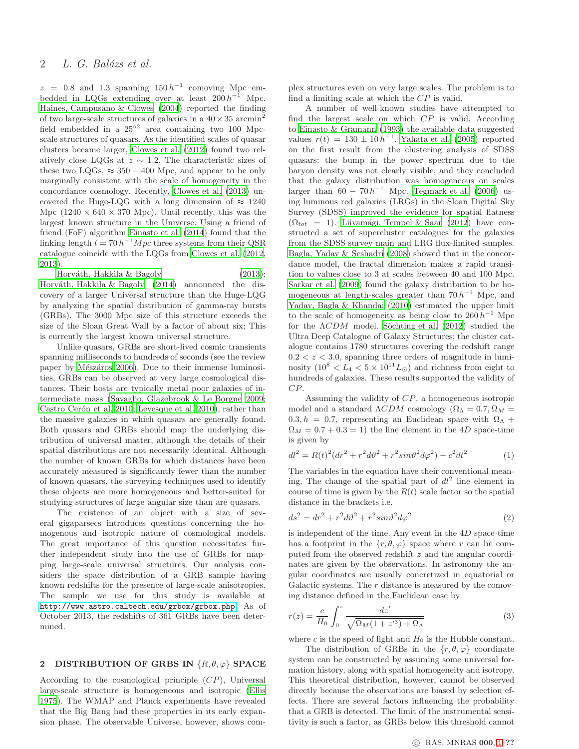$z = 0.8$ and 1.3 spanning $150\,h^{-1}$ comoving Mpc embedded in LQGs extending over at least $200\,h^{-1}$ Mpc. Haines, Campusano & Clowes (2004) reported the finding of two large-scale structures of galaxies in a $40 \times 35$ arcmin$^2$ field embedded in a $25^{\circ 2}$ area containing two 100 Mpc-scale structures of quasars. As the identified scales of quasar clusters became larger, Clowes et al. (2012) found two relatively close LQGs at $z \sim 1.2$. The characteristic sizes of these two LQGs, $\approx 350 - 400$ Mpc, and appear to be only marginally consistent with the scale of homogeneity in the concordance cosmology. Recently, Clowes et al. (2013) uncovered the Huge-LQG with a long dimension of $\approx 1240$ Mpc ($1240 \times 640 \times 370$ Mpc). Until recently, this was the largest known structure in the Universe. Using a friend of friend (FoF) algorithm Einasto et al. (2014) found that the linking length $l = 70\,h^{-1} Mpc$ three systems from their QSR catalogue coincide with the LQGs from Clowes et al. (2012, 2013).

Horváth, Hakkila & Bagoly (2013); Horváth, Hakkila & Bagoly (2014) announced the discovery of a larger Universal structure than the Huge-LQG by analyzing the spatial distribution of gamma-ray bursts (GRBs). The 3000 Mpc size of this structure exceeds the size of the Sloan Great Wall by a factor of about six; This is currently the largest known universal structure.

Unlike quasars, GRBs are short-lived cosmic transients spanning milliseconds to hundreds of seconds (see the review paper by Mészáros 2006). Due to their immense luminosities, GRBs can be observed at very large cosmological distances. Their hosts are typically metal poor galaxies of intermediate mass (Savaglio, Glazebrook & Le Borgne 2009; Castro Cerón et al. 2010; Levesque et al. 2010), rather than the massive galaxies in which quasars are generally found. Both quasars and GRBs should map the underlying distribution of universal matter, although the details of their spatial distributions are not necessarily identical. Although the number of known GRBs for which distances have been accurately measured is significantly fewer than the number of known quasars, the surveying techniques used to identify these objects are more homogeneous and better-suited for studying structures of large angular size than are quasars.

The existence of an object with a size of several gigaparsecs introduces questions concerning the homogenous and isotropic nature of cosmological models. The great importance of this question necessitates further independent study into the use of GRBs for mapping large-scale universal structures. Our analysis considers the space distribution of a GRB sample having known redshifts for the presence of large-scale anisotropies. The sample we use for this study is available at http://www.astro.caltech.edu/grbox/grbox.php. As of October 2013, the redshifts of 361 GRBs have been determined.

## 2 DISTRIBUTION OF GRBS IN $\{R, \theta, \varphi\}$ SPACE

According to the cosmological principle ($CP$), Universal large-scale structure is homogeneous and isotropic (Ellis 1975). The WMAP and Planck experiments have revealed that the Big Bang had these properties in its early expansion phase. The observable Universe, however, shows complex structures even on very large scales. The problem is to find a limiting scale at which the $CP$ is valid.

A number of well-known studies have attempted to find the largest scale on which $CP$ is valid. According to Einasto & Gramann (1993) the available data suggested values $r(t) = 130 \pm 10\,h^{-1}$. Yahata et al. (2005) reported on the first result from the clustering analysis of SDSS quasars: the bump in the power spectrum due to the baryon density was not clearly visible, and they concluded that the galaxy distribution was homogeneous on scales larger than $60 - 70\,h^{-1}$ Mpc. Tegmark et al. (2006) using luminous red galaxies (LRGs) in the Sloan Digital Sky Survey (SDSS) improved the evidence for spatial flatness ($\Omega_{tot} = 1$). Liivamägi, Tempel & Saar (2012) have constructed a set of supercluster catalogues for the galaxies from the SDSS survey main and LRG flux-limited samples. Bagla, Yadav & Seshadri (2008) showed that in the concordance model, the fractal dimension makes a rapid transition to values close to 3 at scales between 40 and 100 Mpc. Sarkar et al. (2009) found the galaxy distribution to be homogeneous at length-scales greater than $70\,h^{-1}$ Mpc, and Yadav, Bagla & Khandai (2010) estimated the upper limit to the scale of homogeneity as being close to $260\,h^{-1}$ Mpc for the $\Lambda CDM$ model. Söchting et al. (2012) studied the Ultra Deep Catalogue of Galaxy Structures; the cluster catalogue contains 1780 structures covering the redshift range $0.2 < z < 3.0$, spanning three orders of magnitude in luminosity ($10^8 < L_4 < 5 \times 10^{11} L_\odot$) and richness from eight to hundreds of galaxies. These results supported the validity of $CP$.

Assuming the validity of $CP$, a homogeneous isotropic model and a standard $\Lambda CDM$ cosmology ($\Omega_\Lambda = 0.7, \Omega_M = 0.3, h = 0.7$, representing an Euclidean space with $\Omega_\Lambda + \Omega_M = 0.7 + 0.3 = 1$) the line element in the $4D$ space-time is given by

$$dl^2 = R(t)^2(dr^2 + r^2 d\vartheta^2 + r^2 sin\vartheta^2 d\varphi^2) - c^2 dt^2 \tag{1}$$

The variables in the equation have their conventional meaning. The change of the spatial part of $dl^2$ line element in course of time is given by the $R(t)$ scale factor so the spatial distance in the brackets i.e.

$$ds^2 = dr^2 + r^2 d\vartheta^2 + r^2 sin\vartheta^2 d\varphi^2 \tag{2}$$

is independent of the time. Any event in the $4D$ space-time has a footprint in the $\{r, \theta, \varphi\}$ space where $r$ can be computed from the observed redshift $z$ and the angular coordinates are given by the observations. In astronomy the angular coordinates are usually concretized in equatorial or Galactic systems. The $r$ distance is measured by the comoving distance defined in the Euclidean case by

$$r(z) = \frac{c}{H_0} \int_0^z \frac{dz'}{\sqrt{\Omega_M(1+z'^3) + \Omega_\Lambda}} \tag{3}$$

where $c$ is the speed of light and $H_0$ is the Hubble constant.

The distribution of GRBs in the $\{r, \theta, \varphi\}$ coordinate system can be constructed by assuming some universal formation history, along with spatial homogeneity and isotropy. This theoretical distribution, however, cannot be observed directly because the observations are biased by selection effects. There are several factors influencing the probability that a GRB is detected. The limit of the instrumental sensitivity is such a factor, as GRBs below this threshold cannot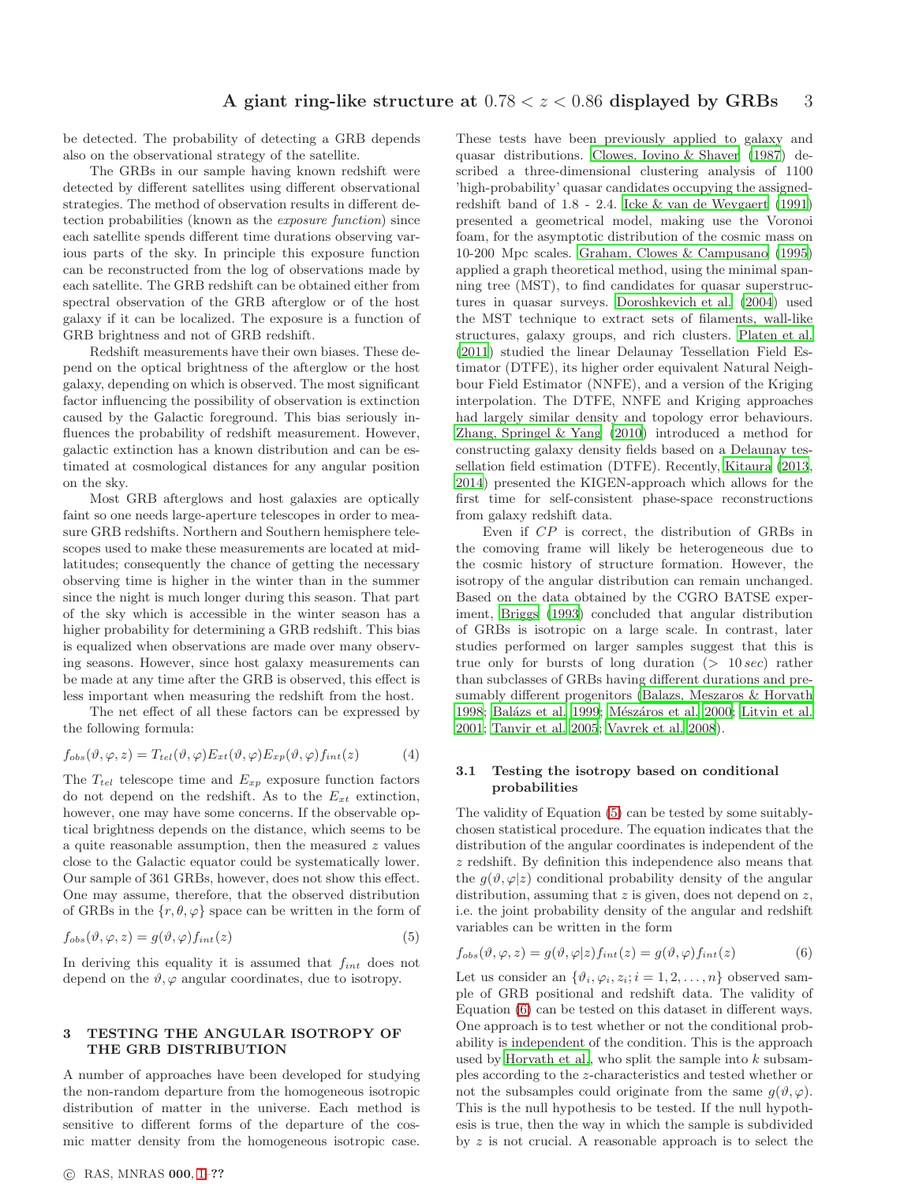be detected. The probability of detecting a GRB depends also on the observational strategy of the satellite.

The GRBs in our sample having known redshift were detected by different satellites using different observational strategies. The method of observation results in different detection probabilities (known as the *exposure function*) since each satellite spends different time durations observing various parts of the sky. In principle this exposure function can be reconstructed from the log of observations made by each satellite. The GRB redshift can be obtained either from spectral observation of the GRB afterglow or of the host galaxy if it can be localized. The exposure is a function of GRB brightness and not of GRB redshift.

Redshift measurements have their own biases. These depend on the optical brightness of the afterglow or the host galaxy, depending on which is observed. The most significant factor influencing the possibility of observation is extinction caused by the Galactic foreground. This bias seriously influences the probability of redshift measurement. However, galactic extinction has a known distribution and can be estimated at cosmological distances for any angular position on the sky.

Most GRB afterglows and host galaxies are optically faint so one needs large-aperture telescopes in order to measure GRB redshifts. Northern and Southern hemisphere telescopes used to make these measurements are located at mid-latitudes; consequently the chance of getting the necessary observing time is higher in the winter than in the summer since the night is much longer during this season. That part of the sky which is accessible in the winter season has a higher probability for determining a GRB redshift. This bias is equalized when observations are made over many observing seasons. However, since host galaxy measurements can be made at any time after the GRB is observed, this effect is less important when measuring the redshift from the host.

The net effect of all these factors can be expressed by the following formula:

$$f_{obs}(\vartheta, \varphi, z) = T_{tel}(\vartheta, \varphi) E_{xt}(\vartheta, \varphi) E_{xp}(\vartheta, \varphi) f_{int}(z) \qquad (4)$$

The $T_{tel}$ telescope time and $E_{xp}$ exposure function factors do not depend on the redshift. As to the $E_{xt}$ extinction, however, one may have some concerns. If the observable optical brightness depends on the distance, which seems to be a quite reasonable assumption, then the measured $z$ values close to the Galactic equator could be systematically lower. Our sample of 361 GRBs, however, does not show this effect. One may assume, therefore, that the observed distribution of GRBs in the $\{r, \theta, \varphi\}$ space can be written in the form of

$$f_{obs}(\vartheta, \varphi, z) = g(\vartheta, \varphi) f_{int}(z) \qquad (5)$$

In deriving this equality it is assumed that $f_{int}$ does not depend on the $\vartheta, \varphi$ angular coordinates, due to isotropy.

## 3 TESTING THE ANGULAR ISOTROPY OF THE GRB DISTRIBUTION

A number of approaches have been developed for studying the non-random departure from the homogeneous isotropic distribution of matter in the universe. Each method is sensitive to different forms of the departure of the cosmic matter density from the homogeneous isotropic case. These tests have been previously applied to galaxy and quasar distributions. Clowes, Iovino & Shaver (1987) described a three-dimensional clustering analysis of 1100 'high-probability' quasar candidates occupying the assigned-redshift band of 1.8 - 2.4. Icke & van de Weygaert (1991) presented a geometrical model, making use the Voronoi foam, for the asymptotic distribution of the cosmic mass on 10-200 Mpc scales. Graham, Clowes & Campusano (1995) applied a graph theoretical method, using the minimal spanning tree (MST), to find candidates for quasar superstructures in quasar surveys. Doroshkevich et al. (2004) used the MST technique to extract sets of filaments, wall-like structures, galaxy groups, and rich clusters. Platen et al. (2011) studied the linear Delaunay Tessellation Field Estimator (DTFE), its higher order equivalent Natural Neighbour Field Estimator (NNFE), and a version of the Kriging interpolation. The DTFE, NNFE and Kriging approaches had largely similar density and topology error behaviours. Zhang, Springel & Yang (2010) introduced a method for constructing galaxy density fields based on a Delaunay tessellation field estimation (DTFE). Recently, Kitaura (2013, 2014) presented the KIGEN-approach which allows for the first time for self-consistent phase-space reconstructions from galaxy redshift data.

Even if $CP$ is correct, the distribution of GRBs in the comoving frame will likely be heterogeneous due to the cosmic history of structure formation. However, the isotropy of the angular distribution can remain unchanged. Based on the data obtained by the CGRO BATSE experiment, Briggs (1993) concluded that angular distribution of GRBs is isotropic on a large scale. In contrast, later studies performed on larger samples suggest that this is true only for bursts of long duration ($> 10\,sec$) rather than subclasses of GRBs having different durations and presumably different progenitors (Balazs, Meszaros & Horvath 1998; Balázs et al. 1999; Mészáros et al. 2000; Litvin et al. 2001; Tanvir et al. 2005; Vavrek et al. 2008).

### 3.1 Testing the isotropy based on conditional probabilities

The validity of Equation (5) can be tested by some suitably-chosen statistical procedure. The equation indicates that the distribution of the angular coordinates is independent of the $z$ redshift. By definition this independence also means that the $g(\vartheta, \varphi|z)$ conditional probability density of the angular distribution, assuming that $z$ is given, does not depend on $z$, i.e. the joint probability density of the angular and redshift variables can be written in the form

$$f_{obs}(\vartheta, \varphi, z) = g(\vartheta, \varphi|z) f_{int}(z) = g(\vartheta, \varphi) f_{int}(z) \qquad (6)$$

Let us consider an $\{\vartheta_i, \varphi_i, z_i; i = 1, 2, \ldots, n\}$ observed sample of GRB positional and redshift data. The validity of Equation (6) can be tested on this dataset in different ways. One approach is to test whether or not the conditional probability is independent of the condition. This is the approach used by Horvath et al., who split the sample into $k$ subsamples according to the $z$-characteristics and tested whether or not the subsamples could originate from the same $g(\vartheta, \varphi)$. This is the null hypothesis to be tested. If the null hypothesis is true, then the way in which the sample is subdivided by $z$ is not crucial. A reasonable approach is to select the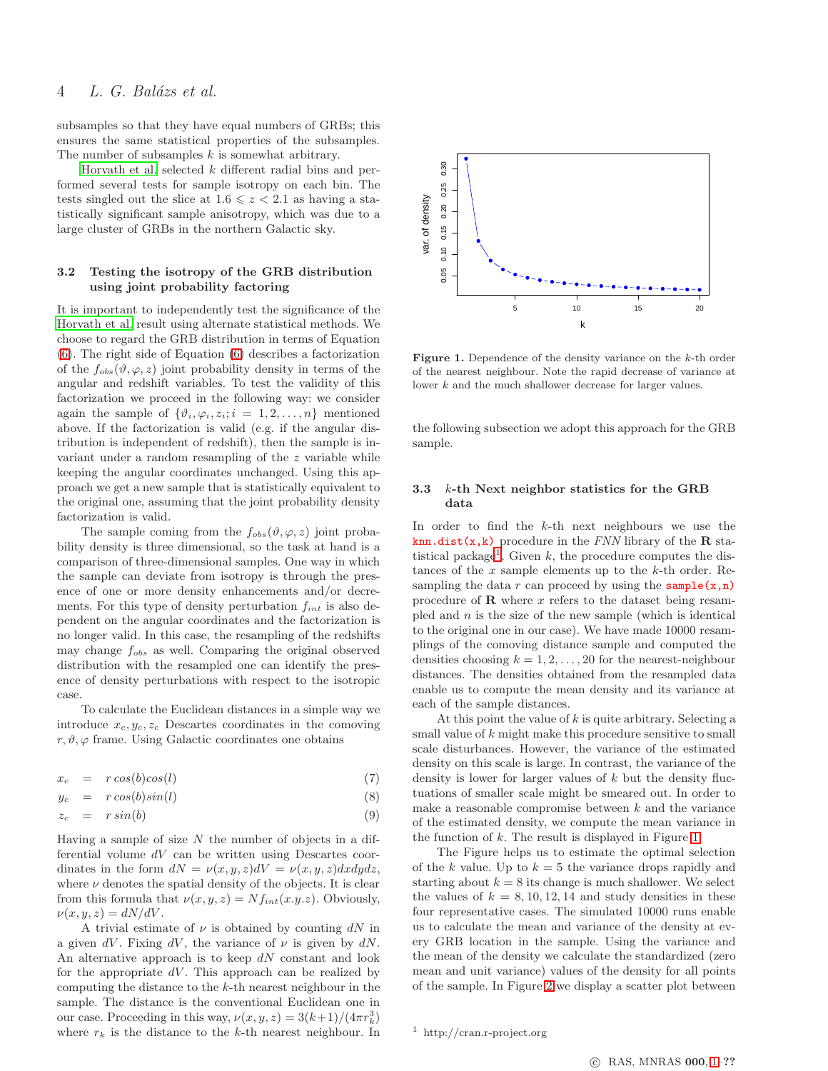subsamples so that they have equal numbers of GRBs; this ensures the same statistical properties of the subsamples. The number of subsamples $k$ is somewhat arbitrary.

Horvath et al. selected $k$ different radial bins and performed several tests for sample isotropy on each bin. The tests singled out the slice at $1.6 \leqslant z < 2.1$ as having a statistically significant sample anisotropy, which was due to a large cluster of GRBs in the northern Galactic sky.

### 3.2 Testing the isotropy of the GRB distribution using joint probability factoring

It is important to independently test the significance of the Horvath et al. result using alternate statistical methods. We choose to regard the GRB distribution in terms of Equation (6). The right side of Equation (6) describes a factorization of the $f_{obs}(\vartheta, \varphi, z)$ joint probability density in terms of the angular and redshift variables. To test the validity of this factorization we proceed in the following way: we consider again the sample of $\{\vartheta_i, \varphi_i, z_i; i = 1, 2, \ldots, n\}$ mentioned above. If the factorization is valid (e.g. if the angular distribution is independent of redshift), then the sample is invariant under a random resampling of the $z$ variable while keeping the angular coordinates unchanged. Using this approach we get a new sample that is statistically equivalent to the original one, assuming that the joint probability density factorization is valid.

The sample coming from the $f_{obs}(\vartheta, \varphi, z)$ joint probability density is three dimensional, so the task at hand is a comparison of three-dimensional samples. One way in which the sample can deviate from isotropy is through the presence of one or more density enhancements and/or decrements. For this type of density perturbation $f_{int}$ is also dependent on the angular coordinates and the factorization is no longer valid. In this case, the resampling of the redshifts may change $f_{obs}$ as well. Comparing the original observed distribution with the resampled one can identify the presence of density perturbations with respect to the isotropic case.

To calculate the Euclidean distances in a simple way we introduce $x_c, y_c, z_c$ Descartes coordinates in the comoving $r, \vartheta, \varphi$ frame. Using Galactic coordinates one obtains

$$x_c = r\,cos(b)cos(l) \quad (7)$$

$$y_c = r\,cos(b)sin(l) \quad (8)$$

$$z_c = r\,sin(b) \quad (9)$$

Having a sample of size $N$ the number of objects in a differential volume $dV$ can be written using Descartes coordinates in the form $dN = \nu(x, y, z)dV = \nu(x, y, z)dxdydz$, where $\nu$ denotes the spatial density of the objects. It is clear from this formula that $\nu(x, y, z) = N f_{int}(x.y.z)$. Obviously, $\nu(x, y, z) = dN/dV$.

A trivial estimate of $\nu$ is obtained by counting $dN$ in a given $dV$. Fixing $dV$, the variance of $\nu$ is given by $dN$. An alternative approach is to keep $dN$ constant and look for the appropriate $dV$. This approach can be realized by computing the distance to the $k$-th nearest neighbour in the sample. The distance is the conventional Euclidean one in our case. Proceeding in this way, $\nu(x, y, z) = 3(k+1)/(4\pi r_k^3)$ where $r_k$ is the distance to the $k$-th nearest neighbour. In the following subsection we adopt this approach for the GRB sample.

Figure 1. Dependence of the density variance on the $k$-th order of the nearest neighbour. Note the rapid decrease of variance at lower $k$ and the much shallower decrease for larger values.

### 3.3 $k$-th Next neighbor statistics for the GRB data

In order to find the $k$-th next neighbours we use the `knn.dist(x,k)` procedure in the *FNN* library of the **R** statistical package[1]. Given $k$, the procedure computes the distances of the $x$ sample elements up to the $k$-th order. Resampling the data $r$ can proceed by using the `sample(x,n)` procedure of **R** where $x$ refers to the dataset being resampled and $n$ is the size of the new sample (which is identical to the original one in our case). We have made 10000 resamplings of the comoving distance sample and computed the densities choosing $k = 1, 2, \ldots, 20$ for the nearest-neighbour distances. The densities obtained from the resampled data enable us to compute the mean density and its variance at each of the sample distances.

At this point the value of $k$ is quite arbitrary. Selecting a small value of $k$ might make this procedure sensitive to small scale disturbances. However, the variance of the estimated density on this scale is large. In contrast, the variance of the density is lower for larger values of $k$ but the density fluctuations of smaller scale might be smeared out. In order to make a reasonable compromise between $k$ and the variance of the estimated density, we compute the mean variance in the function of $k$. The result is displayed in Figure 1.

The Figure helps us to estimate the optimal selection of the $k$ value. Up to $k = 5$ the variance drops rapidly and starting about $k = 8$ its change is much shallower. We select the values of $k = 8, 10, 12, 14$ and study densities in these four representative cases. The simulated 10000 runs enable us to calculate the mean and variance of the density at every GRB location in the sample. Using the variance and the mean of the density we calculate the standardized (zero mean and unit variance) values of the density for all points of the sample. In Figure 2 we display a scatter plot between

[1] http://cran.r-project.org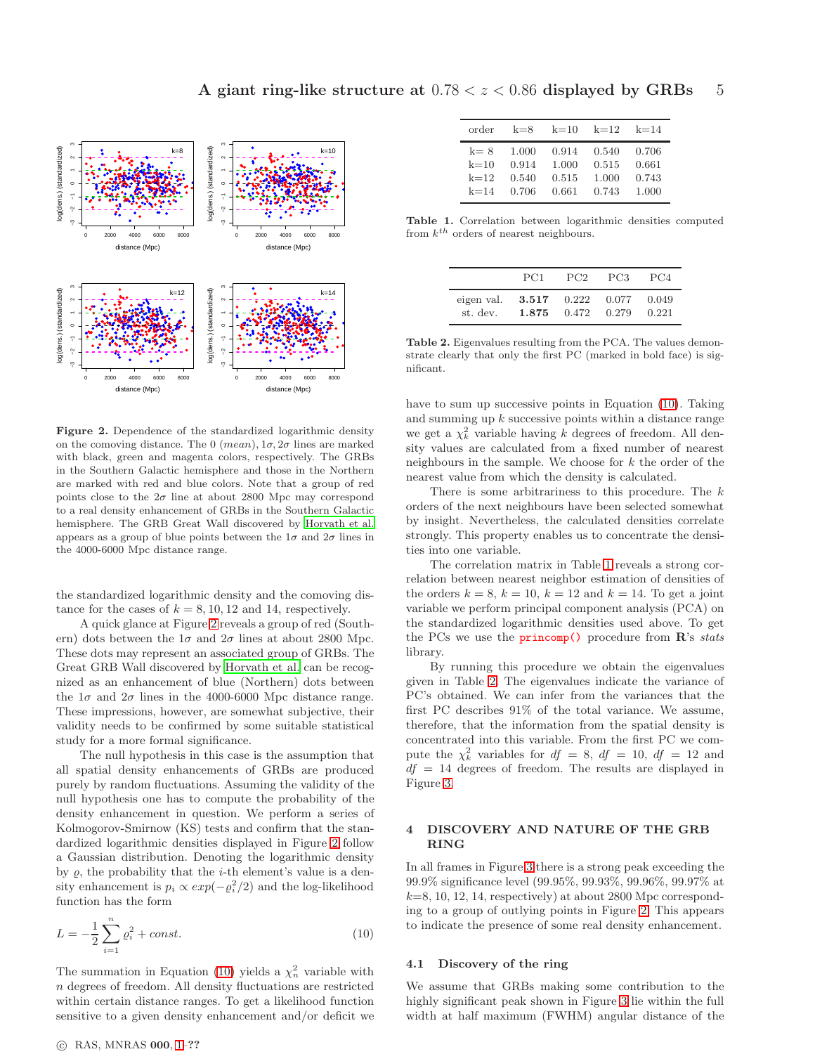**Figure 2.** Dependence of the standardized logarithmic density on the comoving distance. The 0 (*mean*), $1\sigma, 2\sigma$ lines are marked with black, green and magenta colors, respectively. The GRBs in the Southern Galactic hemisphere and those in the Northern are marked with red and blue colors. Note that a group of red points close to the $2\sigma$ line at about 2800 Mpc may correspond to a real density enhancement of GRBs in the Southern Galactic hemisphere. The GRB Great Wall discovered by Horvath et al. appears as a group of blue points between the $1\sigma$ and $2\sigma$ lines in the 4000-6000 Mpc distance range.

the standardized logarithmic density and the comoving distance for the cases of $k = 8, 10, 12$ and 14, respectively.

A quick glance at Figure 2 reveals a group of red (Southern) dots between the $1\sigma$ and $2\sigma$ lines at about 2800 Mpc. These dots may represent an associated group of GRBs. The Great GRB Wall discovered by Horvath et al. can be recognized as an enhancement of blue (Northern) dots between the $1\sigma$ and $2\sigma$ lines in the 4000-6000 Mpc distance range. These impressions, however, are somewhat subjective, their validity needs to be confirmed by some suitable statistical study for a more formal significance.

The null hypothesis in this case is the assumption that all spatial density enhancements of GRBs are produced purely by random fluctuations. Assuming the validity of the null hypothesis one has to compute the probability of the density enhancement in question. We perform a series of Kolmogorov-Smirnov (KS) tests and confirm that the standardized logarithmic densities displayed in Figure 2 follow a Gaussian distribution. Denoting the logarithmic density by $\varrho$, the probability that the $i$-th element's value is a density enhancement is $p_i \propto exp(-\varrho_i^2/2)$ and the log-likelihood function has the form

$$L = -\frac{1}{2}\sum_{i=1}^{n}\varrho_i^2 + const. \tag{10}$$

The summation in Equation (10) yields a $\chi^2_n$ variable with $n$ degrees of freedom. All density fluctuations are restricted within certain distance ranges. To get a likelihood function sensitive to a given density enhancement and/or deficit we have to sum up successive points in Equation (10). Taking and summing up $k$ successive points within a distance range we get a $\chi^2_k$ variable having $k$ degrees of freedom. All density values are calculated from a fixed number of nearest neighbours in the sample. We choose for $k$ the order of the nearest value from which the density is calculated.

| order | k=8 | k=10 | k=12 | k=14 |
|---|---|---|---|---|
| k= 8 | 1.000 | 0.914 | 0.540 | 0.706 |
| k=10 | 0.914 | 1.000 | 0.515 | 0.661 |
| k=12 | 0.540 | 0.515 | 1.000 | 0.743 |
| k=14 | 0.706 | 0.661 | 0.743 | 1.000 |

**Table 1.** Correlation between logarithmic densities computed from $k^{th}$ orders of nearest neighbours.

| | PC1 | PC2 | PC3 | PC4 |
|---|---|---|---|---|
| eigen val. | **3.517** | 0.222 | 0.077 | 0.049 |
| st. dev. | **1.875** | 0.472 | 0.279 | 0.221 |

**Table 2.** Eigenvalues resulting from the PCA. The values demonstrate clearly that only the first PC (marked in bold face) is significant.

There is some arbitrariness to this procedure. The $k$ orders of the next neighbours have been selected somewhat by insight. Nevertheless, the calculated densities correlate strongly. This property enables us to concentrate the densities into one variable.

The correlation matrix in Table 1 reveals a strong correlation between nearest neighbor estimation of densities of the orders $k = 8$, $k = 10$, $k = 12$ and $k = 14$. To get a joint variable we perform principal component analysis (PCA) on the standardized logarithmic densities used above. To get the PCs we use the `princomp()` procedure from **R**'s *stats* library.

By running this procedure we obtain the eigenvalues given in Table 2. The eigenvalues indicate the variance of PC's obtained. We can infer from the variances that the first PC describes 91% of the total variance. We assume, therefore, that the information from the spatial density is concentrated into this variable. From the first PC we compute the $\chi^2_k$ variables for $df = 8$, $df = 10$, $df = 12$ and $df = 14$ degrees of freedom. The results are displayed in Figure 3.

## 4 DISCOVERY AND NATURE OF THE GRB RING

In all frames in Figure 3 there is a strong peak exceeding the 99.9% significance level (99.95%, 99.93%, 99.96%, 99.97% at $k$=8, 10, 12, 14, respectively) at about 2800 Mpc corresponding to a group of outlying points in Figure 2. This appears to indicate the presence of some real density enhancement.

### 4.1 Discovery of the ring

We assume that GRBs making some contribution to the highly significant peak shown in Figure 3 lie within the full width at half maximum (FWHM) angular distance of the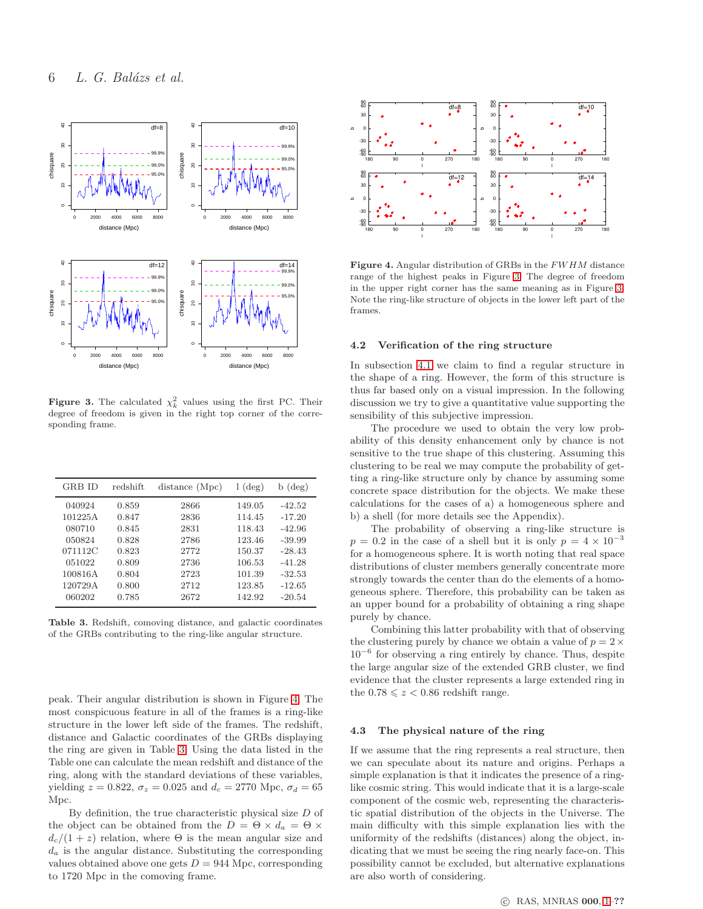**Figure 3.** The calculated $\chi^2_k$ values using the first PC. Their degree of freedom is given in the right top corner of the corresponding frame.

| GRB ID | redshift | distance (Mpc) | l (deg) | b (deg) |
|---|---|---|---|---|
| 040924 | 0.859 | 2866 | 149.05 | -42.52 |
| 101225A | 0.847 | 2836 | 114.45 | -17.20 |
| 080710 | 0.845 | 2831 | 118.43 | -42.96 |
| 050824 | 0.828 | 2786 | 123.46 | -39.99 |
| 071112C | 0.823 | 2772 | 150.37 | -28.43 |
| 051022 | 0.809 | 2736 | 106.53 | -41.28 |
| 100816A | 0.804 | 2723 | 101.39 | -32.53 |
| 120729A | 0.800 | 2712 | 123.85 | -12.65 |
| 060202 | 0.785 | 2672 | 142.92 | -20.54 |

**Table 3.** Redshift, comoving distance, and galactic coordinates of the GRBs contributing to the ring-like angular structure.

peak. Their angular distribution is shown in Figure 4. The most conspicuous feature in all of the frames is a ring-like structure in the lower left side of the frames. The redshift, distance and Galactic coordinates of the GRBs displaying the ring are given in Table 3. Using the data listed in the Table one can calculate the mean redshift and distance of the ring, along with the standard deviations of these variables, yielding $z = 0.822$, $\sigma_z = 0.025$ and $d_c = 2770$ Mpc, $\sigma_d = 65$ Mpc.

By definition, the true characteristic physical size $D$ of the object can be obtained from the $D = \Theta \times d_a = \Theta \times d_c/(1+z)$ relation, where $\Theta$ is the mean angular size and $d_a$ is the angular distance. Substituting the corresponding values obtained above one gets $D = 944$ Mpc, corresponding to 1720 Mpc in the comoving frame.

**Figure 4.** Angular distribution of GRBs in the $FWHM$ distance range of the highest peaks in Figure 3. The degree of freedom in the upper right corner has the same meaning as in Figure 3. Note the ring-like structure of objects in the lower left part of the frames.

### 4.2 Verification of the ring structure

In subsection 4.1 we claim to find a regular structure in the shape of a ring. However, the form of this structure is thus far based only on a visual impression. In the following discussion we try to give a quantitative value supporting the sensibility of this subjective impression.

The procedure we used to obtain the very low probability of this density enhancement only by chance is not sensitive to the true shape of this clustering. Assuming this clustering to be real we may compute the probability of getting a ring-like structure only by chance by assuming some concrete space distribution for the objects. We make these calculations for the cases of a) a homogeneous sphere and b) a shell (for more details see the Appendix).

The probability of observing a ring-like structure is $p = 0.2$ in the case of a shell but it is only $p = 4 \times 10^{-3}$ for a homogeneous sphere. It is worth noting that real space distributions of cluster members generally concentrate more strongly towards the center than do the elements of a homogeneous sphere. Therefore, this probability can be taken as an upper bound for a probability of obtaining a ring shape purely by chance.

Combining this latter probability with that of observing the clustering purely by chance we obtain a value of $p = 2 \times 10^{-6}$ for observing a ring entirely by chance. Thus, despite the large angular size of the extended GRB cluster, we find evidence that the cluster represents a large extended ring in the $0.78 \leqslant z < 0.86$ redshift range.

### 4.3 The physical nature of the ring

If we assume that the ring represents a real structure, then we can speculate about its nature and origins. Perhaps a simple explanation is that it indicates the presence of a ring-like cosmic string. This would indicate that it is a large-scale component of the cosmic web, representing the characteristic spatial distribution of the objects in the Universe. The main difficulty with this simple explanation lies with the uniformity of the redshifts (distances) along the object, indicating that we must be seeing the ring nearly face-on. This possibility cannot be excluded, but alternative explanations are also worth of considering.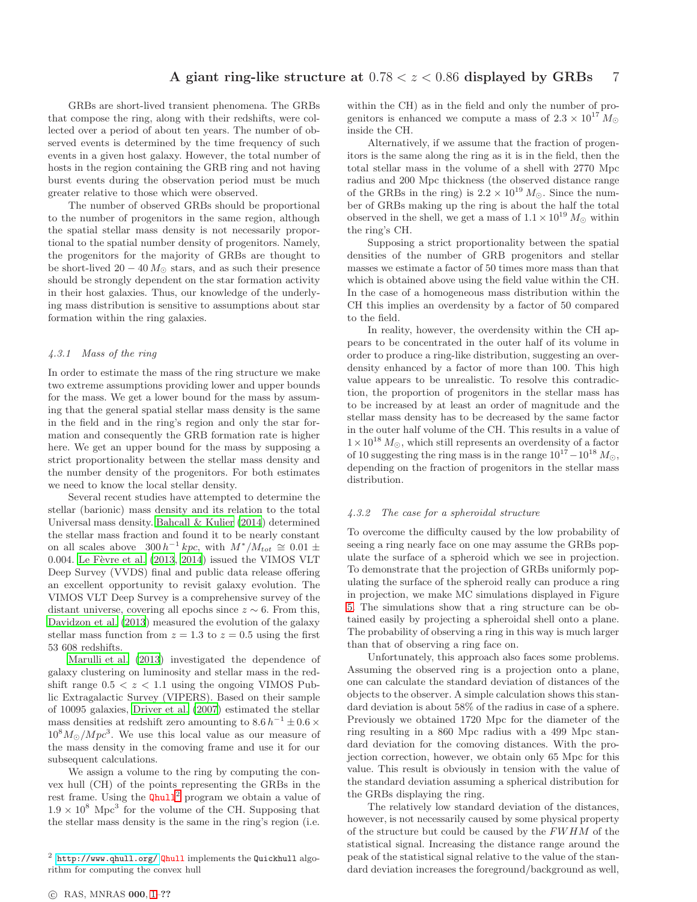GRBs are short-lived transient phenomena. The GRBs that compose the ring, along with their redshifts, were collected over a period of about ten years. The number of observed events is determined by the time frequency of such events in a given host galaxy. However, the total number of hosts in the region containing the GRB ring and not having burst events during the observation period must be much greater relative to those which were observed.

The number of observed GRBs should be proportional to the number of progenitors in the same region, although the spatial stellar mass density is not necessarily proportional to the spatial number density of progenitors. Namely, the progenitors for the majority of GRBs are thought to be short-lived $20 - 40\,M_{\odot}$ stars, and as such their presence should be strongly dependent on the star formation activity in their host galaxies. Thus, our knowledge of the underlying mass distribution is sensitive to assumptions about star formation within the ring galaxies.

#### *4.3.1 Mass of the ring*

In order to estimate the mass of the ring structure we make two extreme assumptions providing lower and upper bounds for the mass. We get a lower bound for the mass by assuming that the general spatial stellar mass density is the same in the field and in the ring's region and only the star formation and consequently the GRB formation rate is higher here. We get an upper bound for the mass by supposing a strict proportionality between the stellar mass density and the number density of the progenitors. For both estimates we need to know the local stellar density.

Several recent studies have attempted to determine the stellar (baryonic) mass density and its relation to the total Universal mass density. Bahcall & Kulier (2014) determined the stellar mass fraction and found it to be nearly constant on all scales above $300\,h^{-1}\,kpc$, with $M^{*}/M_{tot} \cong 0.01 \pm 0.004$. Le Fèvre et al. (2013, 2014) issued the VIMOS VLT Deep Survey (VVDS) final and public data release offering an excellent opportunity to revisit galaxy evolution. The VIMOS VLT Deep Survey is a comprehensive survey of the distant universe, covering all epochs since $z \sim 6$. From this, Davidzon et al. (2013) measured the evolution of the galaxy stellar mass function from $z = 1.3$ to $z = 0.5$ using the first 53 608 redshifts.

Marulli et al. (2013) investigated the dependence of galaxy clustering on luminosity and stellar mass in the redshift range $0.5 < z < 1.1$ using the ongoing VIMOS Public Extragalactic Survey (VIPERS). Based on their sample of 10095 galaxies, Driver et al. (2007) estimated the stellar mass densities at redshift zero amounting to $8.6\,h^{-1} \pm 0.6 \times 10^{8} M_{\odot}/Mpc^{3}$. We use this local value as our measure of the mass density in the comoving frame and use it for our subsequent calculations.

We assign a volume to the ring by computing the convex hull (CH) of the points representing the GRBs in the rest frame. Using the Qhull[2] program we obtain a value of $1.9 \times 10^{8}$ Mpc$^{3}$ for the volume of the CH. Supposing that the stellar mass density is the same in the ring's region (i.e. within the CH) as in the field and only the number of progenitors is enhanced we compute a mass of $2.3 \times 10^{17}\,M_{\odot}$ inside the CH.

Alternatively, if we assume that the fraction of progenitors is the same along the ring as it is in the field, then the total stellar mass in the volume of a shell with 2770 Mpc radius and 200 Mpc thickness (the observed distance range of the GRBs in the ring) is $2.2 \times 10^{19}\,M_{\odot}$. Since the number of GRBs making up the ring is about the half the total observed in the shell, we get a mass of $1.1 \times 10^{19}\,M_{\odot}$ within the ring's CH.

Supposing a strict proportionality between the spatial densities of the number of GRB progenitors and stellar masses we estimate a factor of 50 times more mass than that which is obtained above using the field value within the CH. In the case of a homogeneous mass distribution within the CH this implies an overdensity by a factor of 50 compared to the field.

In reality, however, the overdensity within the CH appears to be concentrated in the outer half of its volume in order to produce a ring-like distribution, suggesting an overdensity enhanced by a factor of more than 100. This high value appears to be unrealistic. To resolve this contradiction, the proportion of progenitors in the stellar mass has to be increased by at least an order of magnitude and the stellar mass density has to be decreased by the same factor in the outer half volume of the CH. This results in a value of $1 \times 10^{18}\,M_{\odot}$, which still represents an overdensity of a factor of 10 suggesting the ring mass is in the range $10^{17} - 10^{18}\,M_{\odot}$, depending on the fraction of progenitors in the stellar mass distribution.

#### *4.3.2 The case for a spheroidal structure*

To overcome the difficulty caused by the low probability of seeing a ring nearly face on one may assume the GRBs populate the surface of a spheroid which we see in projection. To demonstrate that the projection of GRBs uniformly populating the surface of the spheroid really can produce a ring in projection, we make MC simulations displayed in Figure 5. The simulations show that a ring structure can be obtained easily by projecting a spheroidal shell onto a plane. The probability of observing a ring in this way is much larger than that of observing a ring face on.

Unfortunately, this approach also faces some problems. Assuming the observed ring is a projection onto a plane, one can calculate the standard deviation of distances of the objects to the observer. A simple calculation shows this standard deviation is about 58% of the radius in case of a sphere. Previously we obtained 1720 Mpc for the diameter of the ring resulting in a 860 Mpc radius with a 499 Mpc standard deviation for the comoving distances. With the projection correction, however, we obtain only 65 Mpc for this value. This result is obviously in tension with the value of the standard deviation assuming a spherical distribution for the GRBs displaying the ring.

The relatively low standard deviation of the distances, however, is not necessarily caused by some physical property of the structure but could be caused by the $FWHM$ of the statistical signal. Increasing the distance range around the peak of the statistical signal relative to the value of the standard deviation increases the foreground/background as well,

[2] http://www.qhull.org/ Qhull implements the Quickhull algorithm for computing the convex hull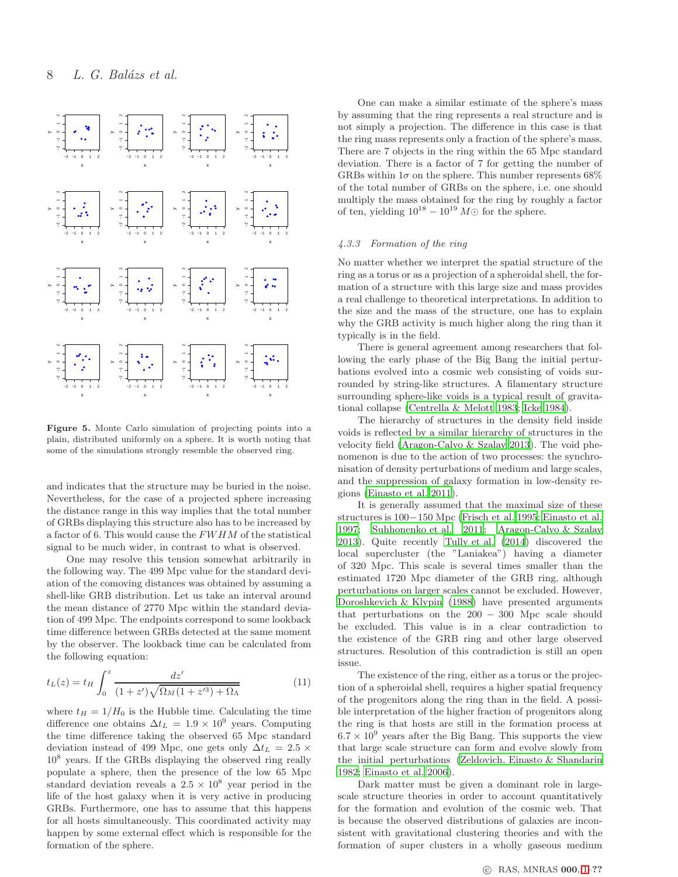**Figure 5.** Monte Carlo simulation of projecting points into a plain, distributed uniformly on a sphere. It is worth noting that some of the simulations strongly resemble the observed ring.

and indicates that the structure may be buried in the noise. Nevertheless, for the case of a projected sphere increasing the distance range in this way implies that the total number of GRBs displaying this structure also has to be increased by a factor of 6. This would cause the $FWHM$ of the statistical signal to be much wider, in contrast to what is observed.

One may resolve this tension somewhat arbitrarily in the following way. The 499 Mpc value for the standard deviation of the comoving distances was obtained by assuming a shell-like GRB distribution. Let us take an interval around the mean distance of 2770 Mpc within the standard deviation of 499 Mpc. The endpoints correspond to some lookback time difference between GRBs detected at the same moment by the observer. The lookback time can be calculated from the following equation:

$$t_L(z) = t_H \int_0^z \frac{dz'}{(1+z')\sqrt{\Omega_M(1+z'^3) + \Omega_\Lambda}} \tag{11}$$

where $t_H = 1/H_0$ is the Hubble time. Calculating the time difference one obtains $\Delta t_L = 1.9 \times 10^9$ years. Computing the time difference taking the observed 65 Mpc standard deviation instead of 499 Mpc, one gets only $\Delta t_L = 2.5 \times 10^8$ years. If the GRBs displaying the observed ring really populate a sphere, then the presence of the low 65 Mpc standard deviation reveals a $2.5 \times 10^8$ year period in the life of the host galaxy when it is very active in producing GRBs. Furthermore, one has to assume that this happens for all hosts simultaneously. This coordinated activity may happen by some external effect which is responsible for the formation of the sphere.

One can make a similar estimate of the sphere's mass by assuming that the ring represents a real structure and is not simply a projection. The difference in this case is that the ring mass represents only a fraction of the sphere's mass. There are 7 objects in the ring within the 65 Mpc standard deviation. There is a factor of 7 for getting the number of GRBs within $1\sigma$ on the sphere. This number represents 68% of the total number of GRBs on the sphere, i.e. one should multiply the mass obtained for the ring by roughly a factor of ten, yielding $10^{18} - 10^{19}\ M\odot$ for the sphere.

#### 4.3.3 Formation of the ring

No matter whether we interpret the spatial structure of the ring as a torus or as a projection of a spheroidal shell, the formation of a structure with this large size and mass provides a real challenge to theoretical interpretations. In addition to the size and the mass of the structure, one has to explain why the GRB activity is much higher along the ring than it typically is in the field.

There is general agreement among researchers that following the early phase of the Big Bang the initial perturbations evolved into a cosmic web consisting of voids surrounded by string-like structures. A filamentary structure surrounding sphere-like voids is a typical result of gravitational collapse (Centrella & Melott 1983; Icke 1984).

The hierarchy of structures in the density field inside voids is reflected by a similar hierarchy of structures in the velocity field (Aragon-Calvo & Szalay 2013). The void phenomenon is due to the action of two processes: the synchronisation of density perturbations of medium and large scales, and the suppression of galaxy formation in low-density regions (Einasto et al. 2011).

It is generally assumed that the maximal size of these structures is 100−150 Mpc (Frisch et al. 1995; Einasto et al. 1997; Suhhonenko et al. 2011; Aragon-Calvo & Szalay 2013). Quite recently Tully et al. (2014) discovered the local supercluster (the "Laniakea") having a diameter of 320 Mpc. This scale is several times smaller than the estimated 1720 Mpc diameter of the GRB ring, although perturbations on larger scales cannot be excluded. However, Doroshkevich & Klypin (1988) have presented arguments that perturbations on the 200 − 300 Mpc scale should be excluded. This value is in a clear contradiction to the existence of the GRB ring and other large observed structures. Resolution of this contradiction is still an open issue.

The existence of the ring, either as a torus or the projection of a spheroidal shell, requires a higher spatial frequency of the progenitors along the ring than in the field. A possible interpretation of the higher fraction of progenitors along the ring is that hosts are still in the formation process at $6.7 \times 10^9$ years after the Big Bang. This supports the view that large scale structure can form and evolve slowly from the initial perturbations (Zeldovich, Einasto & Shandarin 1982; Einasto et al. 2006).

Dark matter must be given a dominant role in large-scale structure theories in order to account quantitatively for the formation and evolution of the cosmic web. That is because the observed distributions of galaxies are inconsistent with gravitational clustering theories and with the formation of super clusters in a wholly gaseous medium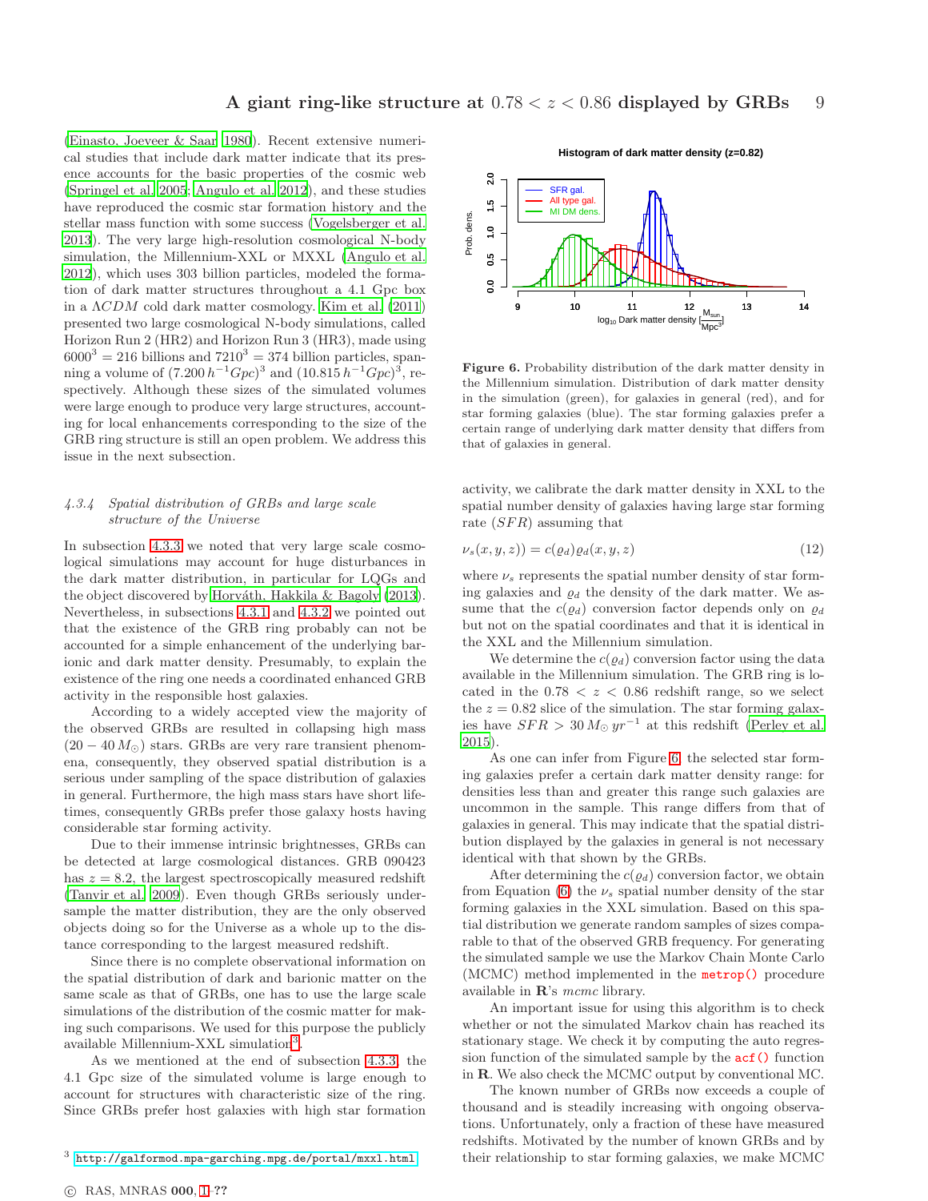(Einasto, Joeveer & Saar 1980). Recent extensive numerical studies that include dark matter indicate that its presence accounts for the basic properties of the cosmic web (Springel et al. 2005; Angulo et al. 2012), and these studies have reproduced the cosmic star formation history and the stellar mass function with some success (Vogelsberger et al. 2013). The very large high-resolution cosmological N-body simulation, the Millennium-XXL or MXXL (Angulo et al. 2012), which uses 303 billion particles, modeled the formation of dark matter structures throughout a 4.1 Gpc box in a $\Lambda CDM$ cold dark matter cosmology. Kim et al. (2011) presented two large cosmological N-body simulations, called Horizon Run 2 (HR2) and Horizon Run 3 (HR3), made using $6000^3 = 216$ billions and $7210^3 = 374$ billion particles, spanning a volume of $(7.200\,h^{-1}Gpc)^3$ and $(10.815\,h^{-1}Gpc)^3$, respectively. Although these sizes of the simulated volumes were large enough to produce very large structures, accounting for local enhancements corresponding to the size of the GRB ring structure is still an open problem. We address this issue in the next subsection.

#### 4.3.4 *Spatial distribution of GRBs and large scale structure of the Universe*

In subsection 4.3.3 we noted that very large scale cosmological simulations may account for huge disturbances in the dark matter distribution, in particular for LQGs and the object discovered by Horváth, Hakkila & Bagoly (2013). Nevertheless, in subsections 4.3.1 and 4.3.2 we pointed out that the existence of the GRB ring probably can not be accounted for a simple enhancement of the underlying barionic and dark matter density. Presumably, to explain the existence of the ring one needs a coordinated enhanced GRB activity in the responsible host galaxies.

According to a widely accepted view the majority of the observed GRBs are resulted in collapsing high mass $(20-40\,M_\odot)$ stars. GRBs are very rare transient phenomena, consequently, they observed spatial distribution is a serious under sampling of the space distribution of galaxies in general. Furthermore, the high mass stars have short lifetimes, consequently GRBs prefer those galaxy hosts having considerable star forming activity.

Due to their immense intrinsic brightnesses, GRBs can be detected at large cosmological distances. GRB 090423 has $z = 8.2$, the largest spectroscopically measured redshift (Tanvir et al. 2009). Even though GRBs seriously undersample the matter distribution, they are the only observed objects doing so for the Universe as a whole up to the distance corresponding to the largest measured redshift.

Since there is no complete observational information on the spatial distribution of dark and barionic matter on the same scale as that of GRBs, one has to use the large scale simulations of the distribution of the cosmic matter for making such comparisons. We used for this purpose the publicly available Millennium-XXL simulation[3].

As we mentioned at the end of subsection 4.3.3, the 4.1 Gpc size of the simulated volume is large enough to account for structures with characteristic size of the ring. Since GRBs prefer host galaxies with high star formation activity, we calibrate the dark matter density in XXL to the spatial number density of galaxies having large star forming rate ($SFR$) assuming that

$$\nu_s(x,y,z)) = c(\varrho_d)\varrho_d(x,y,z) \qquad (12)$$

where $\nu_s$ represents the spatial number density of star forming galaxies and $\varrho_d$ the density of the dark matter. We assume that the $c(\varrho_d)$ conversion factor depends only on $\varrho_d$ but not on the spatial coordinates and that it is identical in the XXL and the Millennium simulation.

We determine the $c(\varrho_d)$ conversion factor using the data available in the Millennium simulation. The GRB ring is located in the $0.78 < z < 0.86$ redshift range, so we select the $z = 0.82$ slice of the simulation. The star forming galaxies have $SFR > 30\,M_\odot\,yr^{-1}$ at this redshift (Perley et al. 2015).

**Figure 6.** Probability distribution of the dark matter density in the Millennium simulation. Distribution of dark matter density in the simulation (green), for galaxies in general (red), and for star forming galaxies (blue). The star forming galaxies prefer a certain range of underlying dark matter density that differs from that of galaxies in general.

As one can infer from Figure 6, the selected star forming galaxies prefer a certain dark matter density range: for densities less than and greater this range such galaxies are uncommon in the sample. This range differs from that of galaxies in general. This may indicate that the spatial distribution displayed by the galaxies in general is not necessary identical with that shown by the GRBs.

After determining the $c(\varrho_d)$ conversion factor, we obtain from Equation (6) the $\nu_s$ spatial number density of the star forming galaxies in the XXL simulation. Based on this spatial distribution we generate random samples of sizes comparable to that of the observed GRB frequency. For generating the simulated sample we use the Markov Chain Monte Carlo (MCMC) method implemented in the `metrop()` procedure available in **R**'s *mcmc* library.

An important issue for using this algorithm is to check whether or not the simulated Markov chain has reached its stationary stage. We check it by computing the auto regression function of the simulated sample by the `acf()` function in **R**. We also check the MCMC output by conventional MC.

The known number of GRBs now exceeds a couple of thousand and is steadily increasing with ongoing observations. Unfortunately, only a fraction of these have measured redshifts. Motivated by the number of known GRBs and by their relationship to star forming galaxies, we make MCMC

[3] http://galformod.mpa-garching.mpg.de/portal/mxxl.html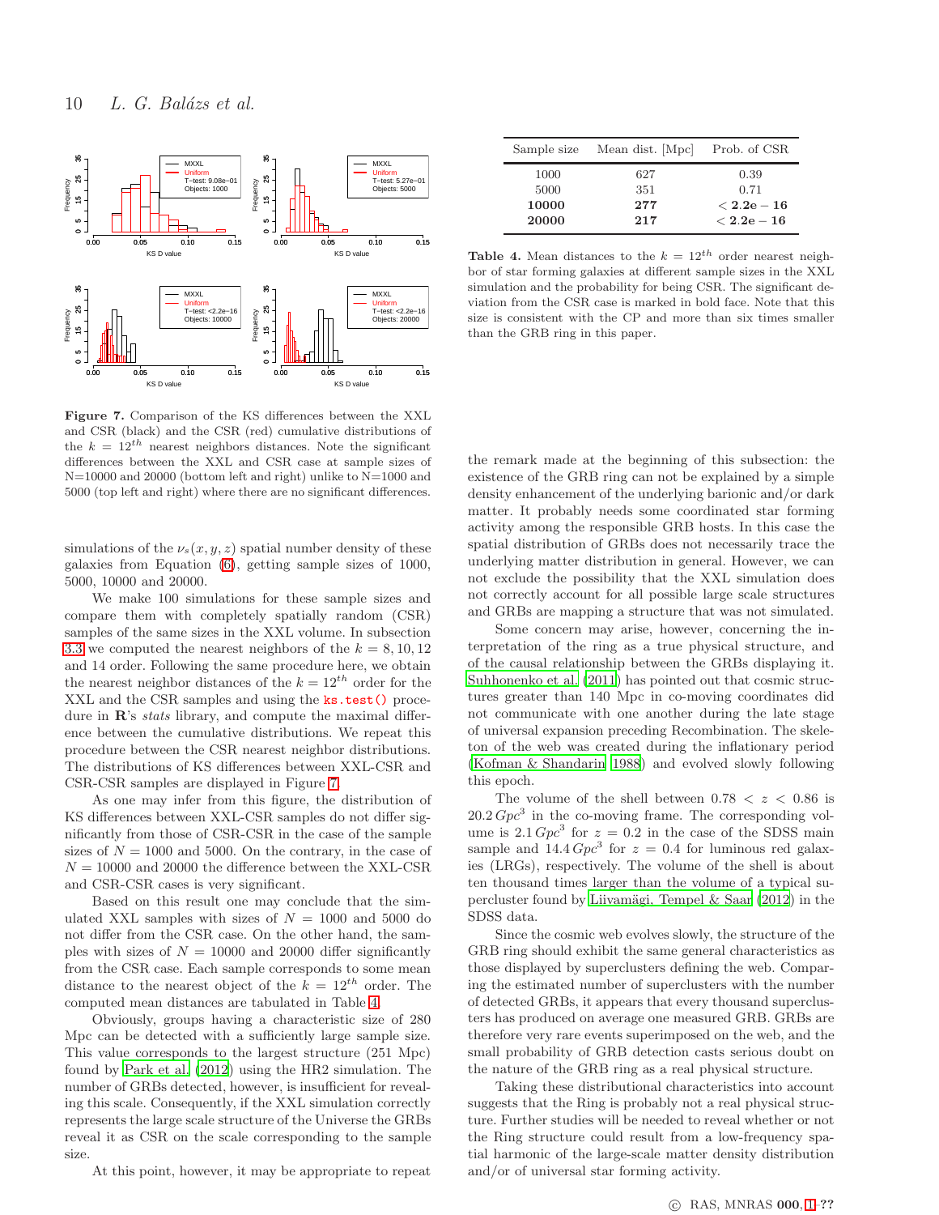**Figure 7.** Comparison of the KS differences between the XXL and CSR (black) and the CSR (red) cumulative distributions of the $k = 12^{th}$ nearest neighbors distances. Note the significant differences between the XXL and CSR case at sample sizes of N=10000 and 20000 (bottom left and right) unlike to N=1000 and 5000 (top left and right) where there are no significant differences.

simulations of the $\nu_s(x, y, z)$ spatial number density of these galaxies from Equation (6), getting sample sizes of 1000, 5000, 10000 and 20000.

We make 100 simulations for these sample sizes and compare them with completely spatially random (CSR) samples of the same sizes in the XXL volume. In subsection 3.3 we computed the nearest neighbors of the $k = 8, 10, 12$ and 14 order. Following the same procedure here, we obtain the nearest neighbor distances of the $k = 12^{th}$ order for the XXL and the CSR samples and using the `ks.test()` procedure in **R**'s *stats* library, and compute the maximal difference between the cumulative distributions. We repeat this procedure between the CSR nearest neighbor distributions. The distributions of KS differences between XXL-CSR and CSR-CSR samples are displayed in Figure 7.

As one may infer from this figure, the distribution of KS differences between XXL-CSR samples do not differ significantly from those of CSR-CSR in the case of the sample sizes of $N = 1000$ and 5000. On the contrary, in the case of $N = 10000$ and 20000 the difference between the XXL-CSR and CSR-CSR cases is very significant.

Based on this result one may conclude that the simulated XXL samples with sizes of $N = 1000$ and 5000 do not differ from the CSR case. On the other hand, the samples with sizes of $N = 10000$ and 20000 differ significantly from the CSR case. Each sample corresponds to some mean distance to the nearest object of the $k = 12^{th}$ order. The computed mean distances are tabulated in Table 4.

Obviously, groups having a characteristic size of 280 Mpc can be detected with a sufficiently large sample size. This value corresponds to the largest structure (251 Mpc) found by Park et al. (2012) using the HR2 simulation. The number of GRBs detected, however, is insufficient for revealing this scale. Consequently, if the XXL simulation correctly represents the large scale structure of the Universe the GRBs reveal it as CSR on the scale corresponding to the sample size.

At this point, however, it may be appropriate to repeat

| Sample size | Mean dist. [Mpc] | Prob. of CSR |
|---|---|---|
| 1000 | 627 | 0.39 |
| 5000 | 351 | 0.71 |
| **10000** | **277** | $< \mathbf{2.2e-16}$ |
| **20000** | **217** | $< \mathbf{2.2e-16}$ |

**Table 4.** Mean distances to the $k = 12^{th}$ order nearest neighbor of star forming galaxies at different sample sizes in the XXL simulation and the probability for being CSR. The significant deviation from the CSR case is marked in bold face. Note that this size is consistent with the CP and more than six times smaller than the GRB ring in this paper.

the remark made at the beginning of this subsection: the existence of the GRB ring can not be explained by a simple density enhancement of the underlying barionic and/or dark matter. It probably needs some coordinated star forming activity among the responsible GRB hosts. In this case the spatial distribution of GRBs does not necessarily trace the underlying matter distribution in general. However, we can not exclude the possibility that the XXL simulation does not correctly account for all possible large scale structures and GRBs are mapping a structure that was not simulated.

Some concern may arise, however, concerning the interpretation of the ring as a true physical structure, and of the causal relationship between the GRBs displaying it. Suhhonenko et al. (2011) has pointed out that cosmic structures greater than 140 Mpc in co-moving coordinates did not communicate with one another during the late stage of universal expansion preceding Recombination. The skeleton of the web was created during the inflationary period (Kofman & Shandarin 1988) and evolved slowly following this epoch.

The volume of the shell between $0.78 < z < 0.86$ is $20.2\,Gpc^3$ in the co-moving frame. The corresponding volume is $2.1\,Gpc^3$ for $z = 0.2$ in the case of the SDSS main sample and $14.4\,Gpc^3$ for $z = 0.4$ for luminous red galaxies (LRGs), respectively. The volume of the shell is about ten thousand times larger than the volume of a typical supercluster found by Liivamägi, Tempel & Saar (2012) in the SDSS data.

Since the cosmic web evolves slowly, the structure of the GRB ring should exhibit the same general characteristics as those displayed by superclusters defining the web. Comparing the estimated number of superclusters with the number of detected GRBs, it appears that every thousand superclusters has produced on average one measured GRB. GRBs are therefore very rare events superimposed on the web, and the small probability of GRB detection casts serious doubt on the nature of the GRB ring as a real physical structure.

Taking these distributional characteristics into account suggests that the Ring is probably not a real physical structure. Further studies will be needed to reveal whether or not the Ring structure could result from a low-frequency spatial harmonic of the large-scale matter density distribution and/or of universal star forming activity.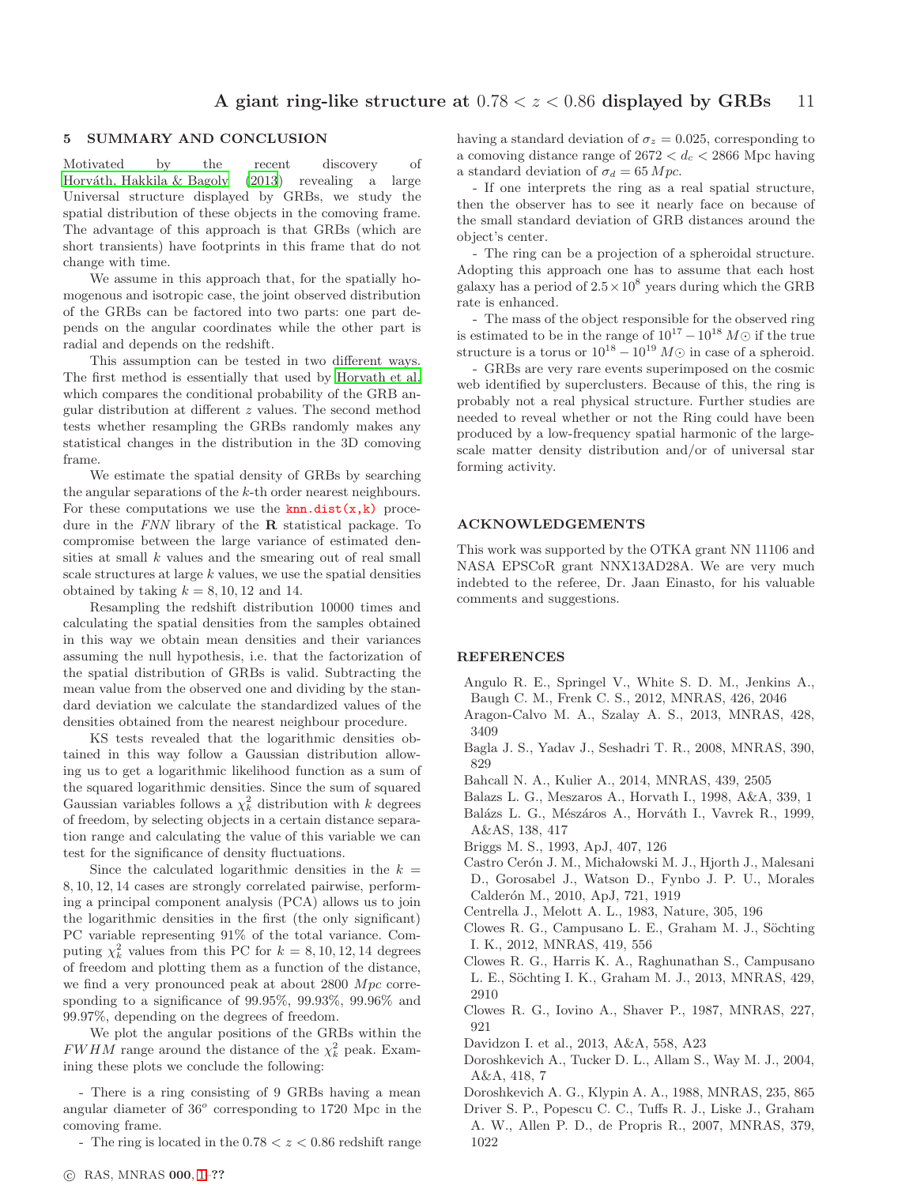## 5 SUMMARY AND CONCLUSION

Motivated by the recent discovery of Horváth, Hakkila & Bagoly (2013) revealing a large Universal structure displayed by GRBs, we study the spatial distribution of these objects in the comoving frame. The advantage of this approach is that GRBs (which are short transients) have footprints in this frame that do not change with time.

We assume in this approach that, for the spatially homogenous and isotropic case, the joint observed distribution of the GRBs can be factored into two parts: one part depends on the angular coordinates while the other part is radial and depends on the redshift.

This assumption can be tested in two different ways. The first method is essentially that used by Horvath et al. which compares the conditional probability of the GRB angular distribution at different $z$ values. The second method tests whether resampling the GRBs randomly makes any statistical changes in the distribution in the 3D comoving frame.

We estimate the spatial density of GRBs by searching the angular separations of the $k$-th order nearest neighbours. For these computations we use the `knn.dist(x,k)` procedure in the *FNN* library of the **R** statistical package. To compromise between the large variance of estimated densities at small $k$ values and the smearing out of real small scale structures at large $k$ values, we use the spatial densities obtained by taking $k = 8, 10, 12$ and 14.

Resampling the redshift distribution 10000 times and calculating the spatial densities from the samples obtained in this way we obtain mean densities and their variances assuming the null hypothesis, i.e. that the factorization of the spatial distribution of GRBs is valid. Subtracting the mean value from the observed one and dividing by the standard deviation we calculate the standardized values of the densities obtained from the nearest neighbour procedure.

KS tests revealed that the logarithmic densities obtained in this way follow a Gaussian distribution allowing us to get a logarithmic likelihood function as a sum of the squared logarithmic densities. Since the sum of squared Gaussian variables follows a $\chi^2_k$ distribution with $k$ degrees of freedom, by selecting objects in a certain distance separation range and calculating the value of this variable we can test for the significance of density fluctuations.

Since the calculated logarithmic densities in the $k = 8, 10, 12, 14$ cases are strongly correlated pairwise, performing a principal component analysis (PCA) allows us to join the logarithmic densities in the first (the only significant) PC variable representing 91% of the total variance. Computing $\chi^2_k$ values from this PC for $k = 8, 10, 12, 14$ degrees of freedom and plotting them as a function of the distance, we find a very pronounced peak at about 2800 $Mpc$ corresponding to a significance of 99.95%, 99.93%, 99.96% and 99.97%, depending on the degrees of freedom.

We plot the angular positions of the GRBs within the $FWHM$ range around the distance of the $\chi^2_k$ peak. Examining these plots we conclude the following:

- There is a ring consisting of 9 GRBs having a mean angular diameter of $36^o$ corresponding to 1720 Mpc in the comoving frame.
- The ring is located in the $0.78 < z < 0.86$ redshift range having a standard deviation of $\sigma_z = 0.025$, corresponding to a comoving distance range of $2672 < d_c < 2866$ Mpc having a standard deviation of $\sigma_d = 65\,Mpc$.
- If one interprets the ring as a real spatial structure, then the observer has to see it nearly face on because of the small standard deviation of GRB distances around the object's center.
- The ring can be a projection of a spheroidal structure. Adopting this approach one has to assume that each host galaxy has a period of $2.5 \times 10^8$ years during which the GRB rate is enhanced.
- The mass of the object responsible for the observed ring is estimated to be in the range of $10^{17} - 10^{18}\,M\odot$ if the true structure is a torus or $10^{18} - 10^{19}\,M\odot$ in case of a spheroid.
- GRBs are very rare events superimposed on the cosmic web identified by superclusters. Because of this, the ring is probably not a real physical structure. Further studies are needed to reveal whether or not the Ring could have been produced by a low-frequency spatial harmonic of the large-scale matter density distribution and/or of universal star forming activity.

## ACKNOWLEDGEMENTS

This work was supported by the OTKA grant NN 11106 and NASA EPSCoR grant NNX13AD28A. We are very much indebted to the referee, Dr. Jaan Einasto, for his valuable comments and suggestions.

## REFERENCES

Angulo R. E., Springel V., White S. D. M., Jenkins A., Baugh C. M., Frenk C. S., 2012, MNRAS, 426, 2046

Aragon-Calvo M. A., Szalay A. S., 2013, MNRAS, 428, 3409

Bagla J. S., Yadav J., Seshadri T. R., 2008, MNRAS, 390, 829

Bahcall N. A., Kulier A., 2014, MNRAS, 439, 2505

Balazs L. G., Meszaros A., Horvath I., 1998, A&A, 339, 1

Balázs L. G., Mészáros A., Horváth I., Vavrek R., 1999, A&AS, 138, 417

Briggs M. S., 1993, ApJ, 407, 126

Castro Cerón J. M., Michałowski M. J., Hjorth J., Malesani D., Gorosabel J., Watson D., Fynbo J. P. U., Morales Calderón M., 2010, ApJ, 721, 1919

Centrella J., Melott A. L., 1983, Nature, 305, 196

Clowes R. G., Campusano L. E., Graham M. J., Söchting I. K., 2012, MNRAS, 419, 556

Clowes R. G., Harris K. A., Raghunathan S., Campusano L. E., Söchting I. K., Graham M. J., 2013, MNRAS, 429, 2910

Clowes R. G., Iovino A., Shaver P., 1987, MNRAS, 227, 921

Davidzon I. et al., 2013, A&A, 558, A23

Doroshkevich A., Tucker D. L., Allam S., Way M. J., 2004, A&A, 418, 7

Doroshkevich A. G., Klypin A. A., 1988, MNRAS, 235, 865

Driver S. P., Popescu C. C., Tuffs R. J., Liske J., Graham A. W., Allen P. D., de Propris R., 2007, MNRAS, 379, 1022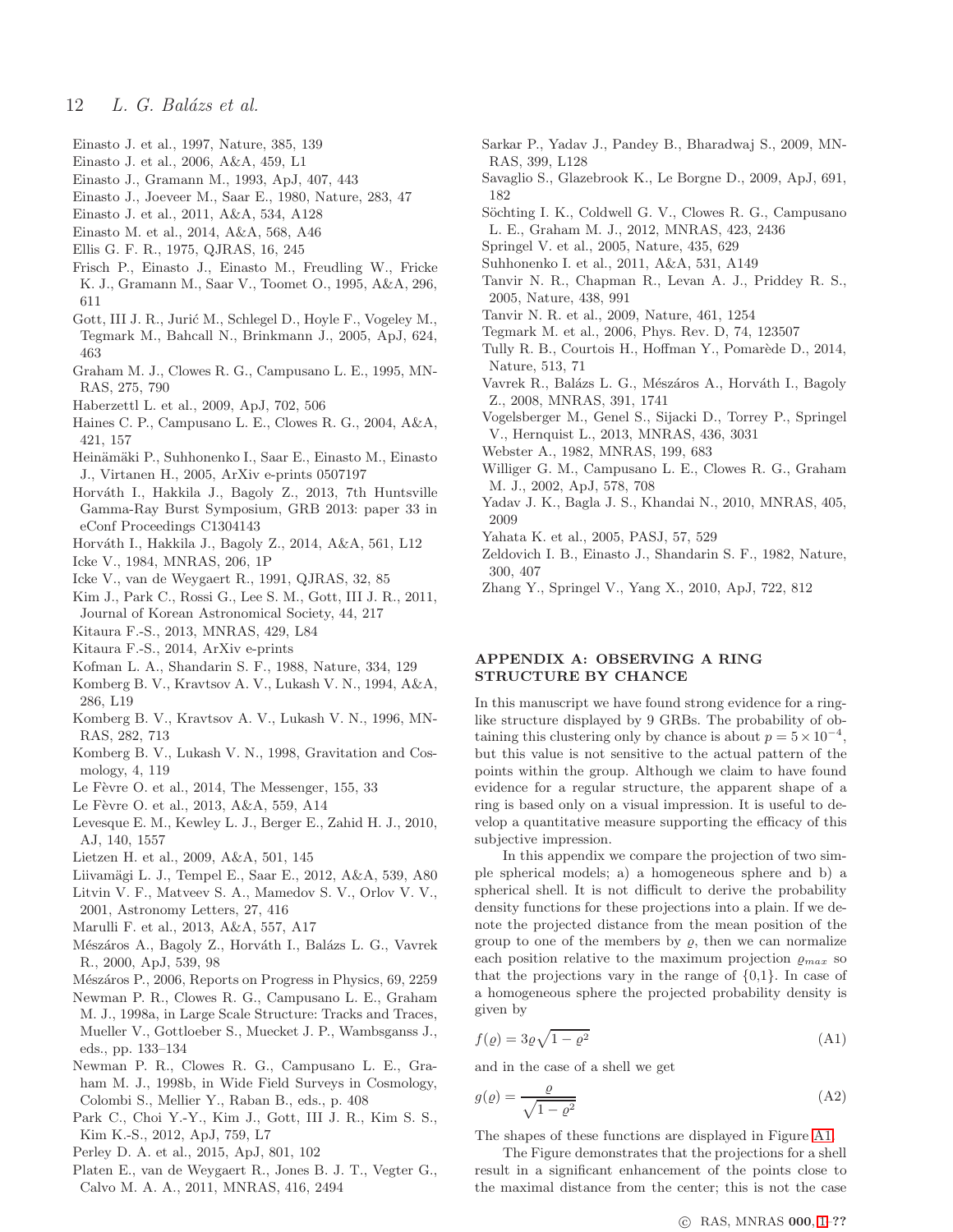Einasto J. et al., 1997, Nature, 385, 139
Einasto J. et al., 2006, A&A, 459, L1
Einasto J., Gramann M., 1993, ApJ, 407, 443
Einasto J., Joeveer M., Saar E., 1980, Nature, 283, 47
Einasto J. et al., 2011, A&A, 534, A128
Einasto M. et al., 2014, A&A, 568, A46
Ellis G. F. R., 1975, QJRAS, 16, 245
Frisch P., Einasto J., Einasto M., Freudling W., Fricke K. J., Gramann M., Saar V., Toomet O., 1995, A&A, 296, 611
Gott, III J. R., Jurić M., Schlegel D., Hoyle F., Vogeley M., Tegmark M., Bahcall N., Brinkmann J., 2005, ApJ, 624, 463
Graham M. J., Clowes R. G., Campusano L. E., 1995, MNRAS, 275, 790
Haberzettl L. et al., 2009, ApJ, 702, 506
Haines C. P., Campusano L. E., Clowes R. G., 2004, A&A, 421, 157
Heinämäki P., Suhhonenko I., Saar E., Einasto M., Einasto J., Virtanen H., 2005, ArXiv e-prints 0507197
Horváth I., Hakkila J., Bagoly Z., 2013, 7th Huntsville Gamma-Ray Burst Symposium, GRB 2013: paper 33 in eConf Proceedings C1304143
Horváth I., Hakkila J., Bagoly Z., 2014, A&A, 561, L12
Icke V., 1984, MNRAS, 206, 1P
Icke V., van de Weygaert R., 1991, QJRAS, 32, 85
Kim J., Park C., Rossi G., Lee S. M., Gott, III J. R., 2011, Journal of Korean Astronomical Society, 44, 217
Kitaura F.-S., 2013, MNRAS, 429, L84
Kitaura F.-S., 2014, ArXiv e-prints
Kofman L. A., Shandarin S. F., 1988, Nature, 334, 129
Komberg B. V., Kravtsov A. V., Lukash V. N., 1994, A&A, 286, L19
Komberg B. V., Kravtsov A. V., Lukash V. N., 1996, MNRAS, 282, 713
Komberg B. V., Lukash V. N., 1998, Gravitation and Cosmology, 4, 119
Le Fèvre O. et al., 2014, The Messenger, 155, 33
Le Fèvre O. et al., 2013, A&A, 559, A14
Levesque E. M., Kewley L. J., Berger E., Zahid H. J., 2010, AJ, 140, 1557
Lietzen H. et al., 2009, A&A, 501, 145
Liivamägi L. J., Tempel E., Saar E., 2012, A&A, 539, A80
Litvin V. F., Matveev S. A., Mamedov S. V., Orlov V. V., 2001, Astronomy Letters, 27, 416
Marulli F. et al., 2013, A&A, 557, A17
Mészáros A., Bagoly Z., Horváth I., Balázs L. G., Vavrek R., 2000, ApJ, 539, 98
Mészáros P., 2006, Reports on Progress in Physics, 69, 2259
Newman P. R., Clowes R. G., Campusano L. E., Graham M. J., 1998a, in Large Scale Structure: Tracks and Traces, Mueller V., Gottloeber S., Muecket J. P., Wambsganss J., eds., pp. 133–134
Newman P. R., Clowes R. G., Campusano L. E., Graham M. J., 1998b, in Wide Field Surveys in Cosmology, Colombi S., Mellier Y., Raban B., eds., p. 408
Park C., Choi Y.-Y., Kim J., Gott, III J. R., Kim S. S., Kim K.-S., 2012, ApJ, 759, L7
Perley D. A. et al., 2015, ApJ, 801, 102
Platen E., van de Weygaert R., Jones B. J. T., Vegter G., Calvo M. A. A., 2011, MNRAS, 416, 2494
Sarkar P., Yadav J., Pandey B., Bharadwaj S., 2009, MNRAS, 399, L128
Savaglio S., Glazebrook K., Le Borgne D., 2009, ApJ, 691, 182
Söchting I. K., Coldwell G. V., Clowes R. G., Campusano L. E., Graham M. J., 2012, MNRAS, 423, 2436
Springel V. et al., 2005, Nature, 435, 629
Suhhonenko I. et al., 2011, A&A, 531, A149
Tanvir N. R., Chapman R., Levan A. J., Priddey R. S., 2005, Nature, 438, 991
Tanvir N. R. et al., 2009, Nature, 461, 1254
Tegmark M. et al., 2006, Phys. Rev. D, 74, 123507
Tully R. B., Courtois H., Hoffman Y., Pomarède D., 2014, Nature, 513, 71
Vavrek R., Balázs L. G., Mészáros A., Horváth I., Bagoly Z., 2008, MNRAS, 391, 1741
Vogelsberger M., Genel S., Sijacki D., Torrey P., Springel V., Hernquist L., 2013, MNRAS, 436, 3031
Webster A., 1982, MNRAS, 199, 683
Williger G. M., Campusano L. E., Clowes R. G., Graham M. J., 2002, ApJ, 578, 708
Yadav J. K., Bagla J. S., Khandai N., 2010, MNRAS, 405, 2009
Yahata K. et al., 2005, PASJ, 57, 529
Zeldovich I. B., Einasto J., Shandarin S. F., 1982, Nature, 300, 407
Zhang Y., Springel V., Yang X., 2010, ApJ, 722, 812

## APPENDIX A: OBSERVING A RING STRUCTURE BY CHANCE

In this manuscript we have found strong evidence for a ring-like structure displayed by 9 GRBs. The probability of obtaining this clustering only by chance is about $p = 5 \times 10^{-4}$, but this value is not sensitive to the actual pattern of the points within the group. Although we claim to have found evidence for a regular structure, the apparent shape of a ring is based only on a visual impression. It is useful to develop a quantitative measure supporting the efficacy of this subjective impression.

In this appendix we compare the projection of two simple spherical models; a) a homogeneous sphere and b) a spherical shell. It is not difficult to derive the probability density functions for these projections into a plain. If we denote the projected distance from the mean position of the group to one of the members by $\varrho$, then we can normalize each position relative to the maximum projection $\varrho_{max}$ so that the projections vary in the range of {0,1}. In case of a homogeneous sphere the projected probability density is given by

$$f(\varrho) = 3\varrho\sqrt{1-\varrho^2} \tag{A1}$$

and in the case of a shell we get

$$g(\varrho) = \frac{\varrho}{\sqrt{1-\varrho^2}} \tag{A2}$$

The shapes of these functions are displayed in Figure A1.

The Figure demonstrates that the projections for a shell result in a significant enhancement of the points close to the maximal distance from the center; this is not the case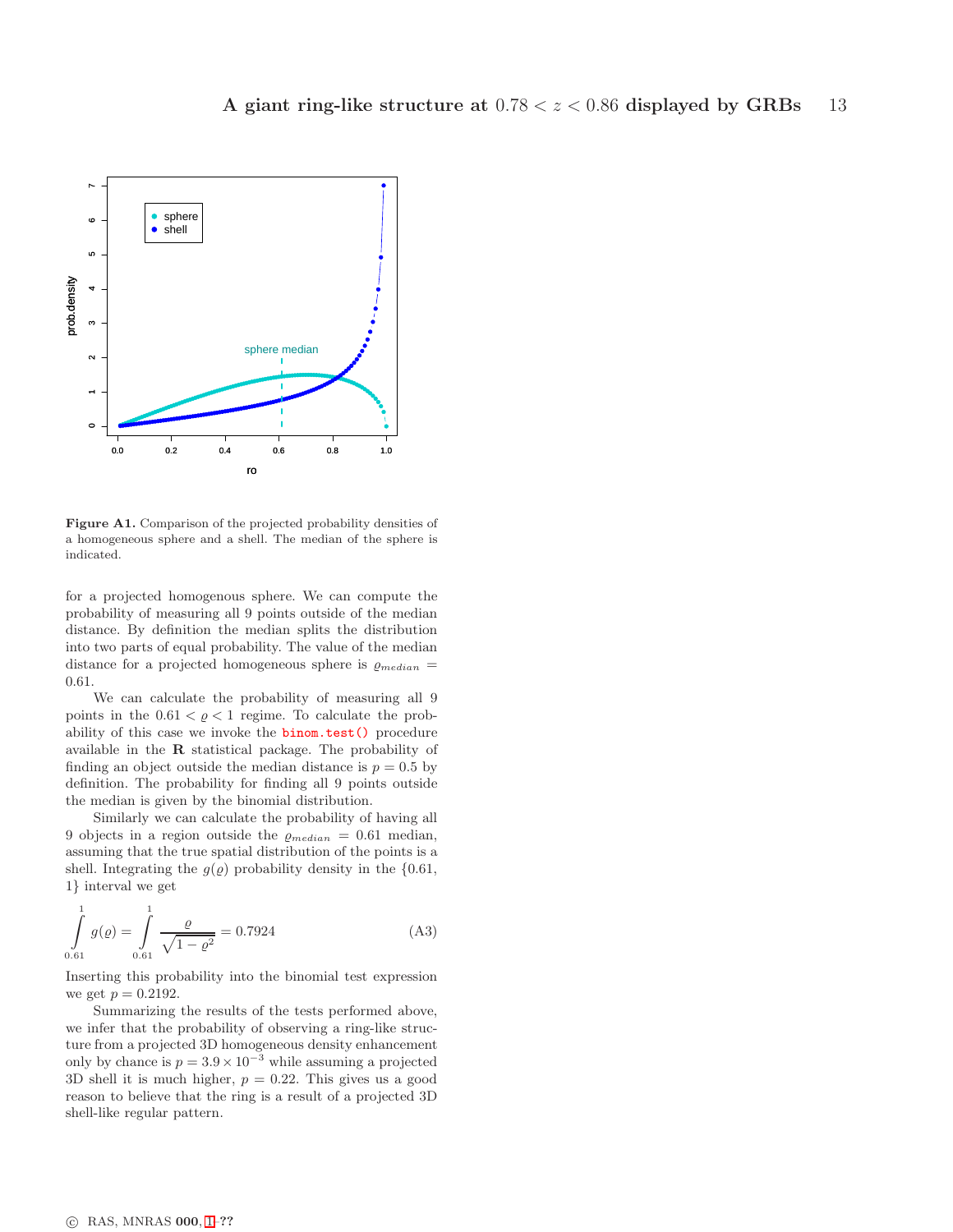sphere
shell
prob.density
sphere median
ro
0.0
0.2
0.4
0.6
0.8
1.0
0
1
2
3
4
5
6
7

**Figure A1.** Comparison of the projected probability densities of a homogeneous sphere and a shell. The median of the sphere is indicated.

for a projected homogenous sphere. We can compute the probability of measuring all 9 points outside of the median distance. By definition the median splits the distribution into two parts of equal probability. The value of the median distance for a projected homogeneous sphere is $\varrho_{median} = 0.61$.

We can calculate the probability of measuring all 9 points in the $0.61 < \varrho < 1$ regime. To calculate the probability of this case we invoke the `binom.test()` procedure available in the **R** statistical package. The probability of finding an object outside the median distance is $p = 0.5$ by definition. The probability for finding all 9 points outside the median is given by the binomial distribution.

Similarly we can calculate the probability of having all 9 objects in a region outside the $\varrho_{median} = 0.61$ median, assuming that the true spatial distribution of the points is a shell. Integrating the $g(\varrho)$ probability density in the {0.61, 1} interval we get

$$\int_{0.61}^{1} g(\varrho) = \int_{0.61}^{1} \frac{\varrho}{\sqrt{1-\varrho^2}} = 0.7924 \tag{A3}$$

Inserting this probability into the binomial test expression we get $p = 0.2192$.

Summarizing the results of the tests performed above, we infer that the probability of observing a ring-like structure from a projected 3D homogeneous density enhancement only by chance is $p = 3.9 \times 10^{-3}$ while assuming a projected 3D shell it is much higher, $p = 0.22$. This gives us a good reason to believe that the ring is a result of a projected 3D shell-like regular pattern.